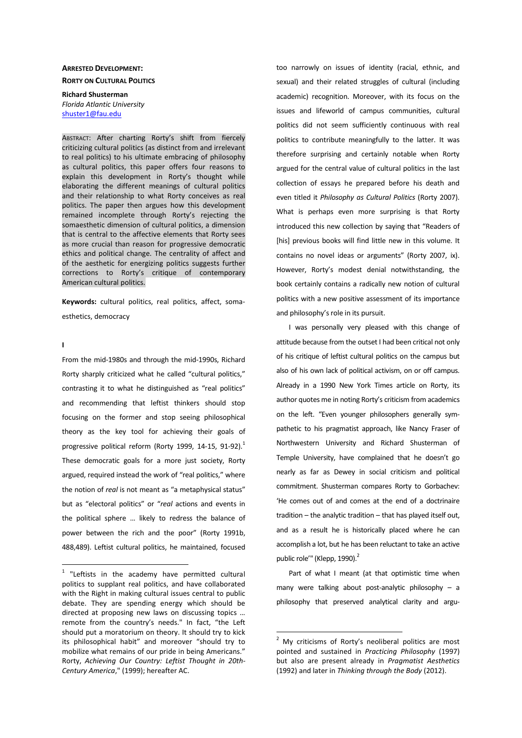**ARRESTED DEVELOPMENT:**
**RORTY ON CULTURAL POLITICS**

**Richard Shusterman**
*Florida Atlantic University*
shuster1@fau.edu

ABSTRACT: After charting Rorty's shift from fiercely criticizing cultural politics (as distinct from and irrelevant to real politics) to his ultimate embracing of philosophy as cultural politics, this paper offers four reasons to explain this development in Rorty's thought while elaborating the different meanings of cultural politics and their relationship to what Rorty conceives as real politics. The paper then argues how this development remained incomplete through Rorty's rejecting the somaesthetic dimension of cultural politics, a dimension that is central to the affective elements that Rorty sees as more crucial than reason for progressive democratic ethics and political change. The centrality of affect and of the aesthetic for energizing politics suggests further corrections to Rorty's critique of contemporary American cultural politics.

**Keywords:** cultural politics, real politics, affect, soma-esthetics, democracy

**I**

From the mid-1980s and through the mid-1990s, Richard Rorty sharply criticized what he called "cultural politics," contrasting it to what he distinguished as "real politics" and recommending that leftist thinkers should stop focusing on the former and stop seeing philosophical theory as the key tool for achieving their goals of progressive political reform (Rorty 1999, 14-15, 91-92).[1] These democratic goals for a more just society, Rorty argued, required instead the work of "real politics," where the notion of *real* is not meant as "a metaphysical status" but as "electoral politics" or "*real* actions and events in the political sphere … likely to redress the balance of power between the rich and the poor" (Rorty 1991b, 488,489). Leftist cultural politics, he maintained, focused too narrowly on issues of identity (racial, ethnic, and sexual) and their related struggles of cultural (including academic) recognition. Moreover, with its focus on the issues and lifeworld of campus communities, cultural politics did not seem sufficiently continuous with real politics to contribute meaningfully to the latter. It was therefore surprising and certainly notable when Rorty argued for the central value of cultural politics in the last collection of essays he prepared before his death and even titled it *Philosophy as Cultural Politics* (Rorty 2007). What is perhaps even more surprising is that Rorty introduced this new collection by saying that "Readers of [his] previous books will find little new in this volume. It contains no novel ideas or arguments" (Rorty 2007, ix). However, Rorty's modest denial notwithstanding, the book certainly contains a radically new notion of cultural politics with a new positive assessment of its importance and philosophy's role in its pursuit.

I was personally very pleased with this change of attitude because from the outset I had been critical not only of his critique of leftist cultural politics on the campus but also of his own lack of political activism, on or off campus. Already in a 1990 New York Times article on Rorty, its author quotes me in noting Rorty's criticism from academics on the left. "Even younger philosophers generally sympathetic to his pragmatist approach, like Nancy Fraser of Northwestern University and Richard Shusterman of Temple University, have complained that he doesn't go nearly as far as Dewey in social criticism and political commitment. Shusterman compares Rorty to Gorbachev: 'He comes out of and comes at the end of a doctrinaire tradition – the analytic tradition – that has played itself out, and as a result he is historically placed where he can accomplish a lot, but he has been reluctant to take an active public role'" (Klepp, 1990).[2]

Part of what I meant (at that optimistic time when many were talking about post-analytic philosophy – a philosophy that preserved analytical clarity and argu-

[1] "Leftists in the academy have permitted cultural politics to supplant real politics, and have collaborated with the Right in making cultural issues central to public debate. They are spending energy which should be directed at proposing new laws on discussing topics … remote from the country's needs." In fact, "the Left should put a moratorium on theory. It should try to kick its philosophical habit" and moreover "should try to mobilize what remains of our pride in being Americans." Rorty, *Achieving Our Country: Leftist Thought in 20th-Century America*," (1999); hereafter AC.

[2] My criticisms of Rorty's neoliberal politics are most pointed and sustained in *Practicing Philosophy* (1997) but also are present already in *Pragmatist Aesthetics* (1992) and later in *Thinking through the Body* (2012).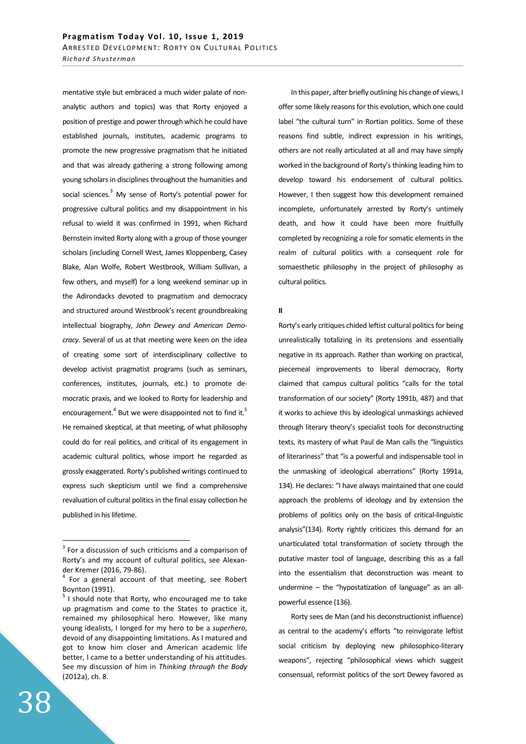mentative style but embraced a much wider palate of non-analytic authors and topics) was that Rorty enjoyed a position of prestige and power through which he could have established journals, institutes, academic programs to promote the new progressive pragmatism that he initiated and that was already gathering a strong following among young scholars in disciplines throughout the humanities and social sciences.[3] My sense of Rorty's potential power for progressive cultural politics and my disappointment in his refusal to wield it was confirmed in 1991, when Richard Bernstein invited Rorty along with a group of those younger scholars (including Cornell West, James Kloppenberg, Casey Blake, Alan Wolfe, Robert Westbrook, William Sullivan, a few others, and myself) for a long weekend seminar up in the Adirondacks devoted to pragmatism and democracy and structured around Westbrook's recent groundbreaking intellectual biography, *John Dewey and American Democracy*. Several of us at that meeting were keen on the idea of creating some sort of interdisciplinary collective to develop activist pragmatist programs (such as seminars, conferences, institutes, journals, etc.) to promote democratic praxis, and we looked to Rorty for leadership and encouragement.[4] But we were disappointed not to find it.[5] He remained skeptical, at that meeting, of what philosophy could do for real politics, and critical of its engagement in academic cultural politics, whose import he regarded as grossly exaggerated. Rorty's published writings continued to express such skepticism until we find a comprehensive revaluation of cultural politics in the final essay collection he published in his lifetime.

In this paper, after briefly outlining his change of views, I offer some likely reasons for this evolution, which one could label "the cultural turn" in Rortian politics. Some of these reasons find subtle, indirect expression in his writings, others are not really articulated at all and may have simply worked in the background of Rorty's thinking leading him to develop toward his endorsement of cultural politics. However, I then suggest how this development remained incomplete, unfortunately arrested by Rorty's untimely death, and how it could have been more fruitfully completed by recognizing a role for somatic elements in the realm of cultural politics with a consequent role for somaesthetic philosophy in the project of philosophy as cultural politics.

## II

Rorty's early critiques chided leftist cultural politics for being unrealistically totalizing in its pretensions and essentially negative in its approach. Rather than working on practical, piecemeal improvements to liberal democracy, Rorty claimed that campus cultural politics "calls for the total transformation of our society" (Rorty 1991b, 487) and that it works to achieve this by ideological unmaskings achieved through literary theory's specialist tools for deconstructing texts, its mastery of what Paul de Man calls the "linguistics of literariness" that "is a powerful and indispensable tool in the unmasking of ideological aberrations" (Rorty 1991a, 134). He declares: "I have always maintained that one could approach the problems of ideology and by extension the problems of politics only on the basis of critical-linguistic analysis"(134). Rorty rightly criticizes this demand for an unarticulated total transformation of society through the putative master tool of language, describing this as a fall into the essentialism that deconstruction was meant to undermine – the "hypostatization of language" as an all-powerful essence (136).

Rorty sees de Man (and his deconstructionist influence) as central to the academy's efforts "to reinvigorate leftist social criticism by deploying new philosophico-literary weapons", rejecting "philosophical views which suggest consensual, reformist politics of the sort Dewey favored as

---

[3] For a discussion of such criticisms and a comparison of Rorty's and my account of cultural politics, see Alexander Kremer (2016, 79-86).

[4] For a general account of that meeting, see Robert Boynton (1991).

[5] I should note that Rorty, who encouraged me to take up pragmatism and come to the States to practice it, remained my philosophical hero. However, like many young idealists, I longed for my hero to be a *superhero*, devoid of any disappointing limitations. As I matured and got to know him closer and American academic life better, I came to a better understanding of his attitudes. See my discussion of him in *Thinking through the Body* (2012a), ch. 8.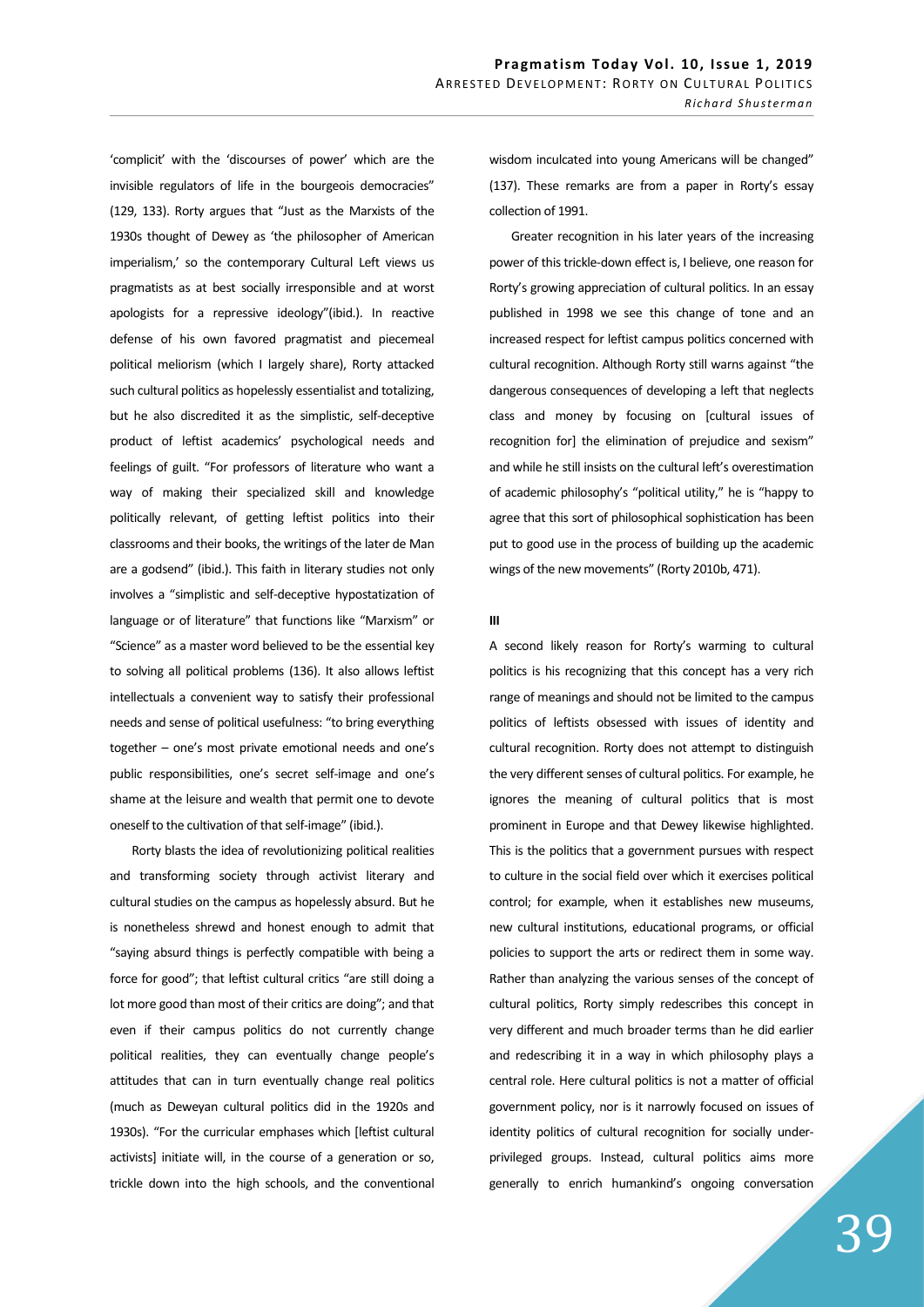'complicit' with the 'discourses of power' which are the invisible regulators of life in the bourgeois democracies" (129, 133). Rorty argues that "Just as the Marxists of the 1930s thought of Dewey as 'the philosopher of American imperialism,' so the contemporary Cultural Left views us pragmatists as at best socially irresponsible and at worst apologists for a repressive ideology"(ibid.). In reactive defense of his own favored pragmatist and piecemeal political meliorism (which I largely share), Rorty attacked such cultural politics as hopelessly essentialist and totalizing, but he also discredited it as the simplistic, self-deceptive product of leftist academics' psychological needs and feelings of guilt. "For professors of literature who want a way of making their specialized skill and knowledge politically relevant, of getting leftist politics into their classrooms and their books, the writings of the later de Man are a godsend" (ibid.). This faith in literary studies not only involves a "simplistic and self-deceptive hypostatization of language or of literature" that functions like "Marxism" or "Science" as a master word believed to be the essential key to solving all political problems (136). It also allows leftist intellectuals a convenient way to satisfy their professional needs and sense of political usefulness: "to bring everything together – one's most private emotional needs and one's public responsibilities, one's secret self-image and one's shame at the leisure and wealth that permit one to devote oneself to the cultivation of that self-image" (ibid.).

Rorty blasts the idea of revolutionizing political realities and transforming society through activist literary and cultural studies on the campus as hopelessly absurd. But he is nonetheless shrewd and honest enough to admit that "saying absurd things is perfectly compatible with being a force for good"; that leftist cultural critics "are still doing a lot more good than most of their critics are doing"; and that even if their campus politics do not currently change political realities, they can eventually change people's attitudes that can in turn eventually change real politics (much as Deweyan cultural politics did in the 1920s and 1930s). "For the curricular emphases which [leftist cultural activists] initiate will, in the course of a generation or so, trickle down into the high schools, and the conventional wisdom inculcated into young Americans will be changed" (137). These remarks are from a paper in Rorty's essay collection of 1991.

Greater recognition in his later years of the increasing power of this trickle-down effect is, I believe, one reason for Rorty's growing appreciation of cultural politics. In an essay published in 1998 we see this change of tone and an increased respect for leftist campus politics concerned with cultural recognition. Although Rorty still warns against "the dangerous consequences of developing a left that neglects class and money by focusing on [cultural issues of recognition for] the elimination of prejudice and sexism" and while he still insists on the cultural left's overestimation of academic philosophy's "political utility," he is "happy to agree that this sort of philosophical sophistication has been put to good use in the process of building up the academic wings of the new movements" (Rorty 2010b, 471).

## III

A second likely reason for Rorty's warming to cultural politics is his recognizing that this concept has a very rich range of meanings and should not be limited to the campus politics of leftists obsessed with issues of identity and cultural recognition. Rorty does not attempt to distinguish the very different senses of cultural politics. For example, he ignores the meaning of cultural politics that is most prominent in Europe and that Dewey likewise highlighted. This is the politics that a government pursues with respect to culture in the social field over which it exercises political control; for example, when it establishes new museums, new cultural institutions, educational programs, or official policies to support the arts or redirect them in some way. Rather than analyzing the various senses of the concept of cultural politics, Rorty simply redescribes this concept in very different and much broader terms than he did earlier and redescribing it in a way in which philosophy plays a central role. Here cultural politics is not a matter of official government policy, nor is it narrowly focused on issues of identity politics of cultural recognition for socially under-privileged groups. Instead, cultural politics aims more generally to enrich humankind's ongoing conversation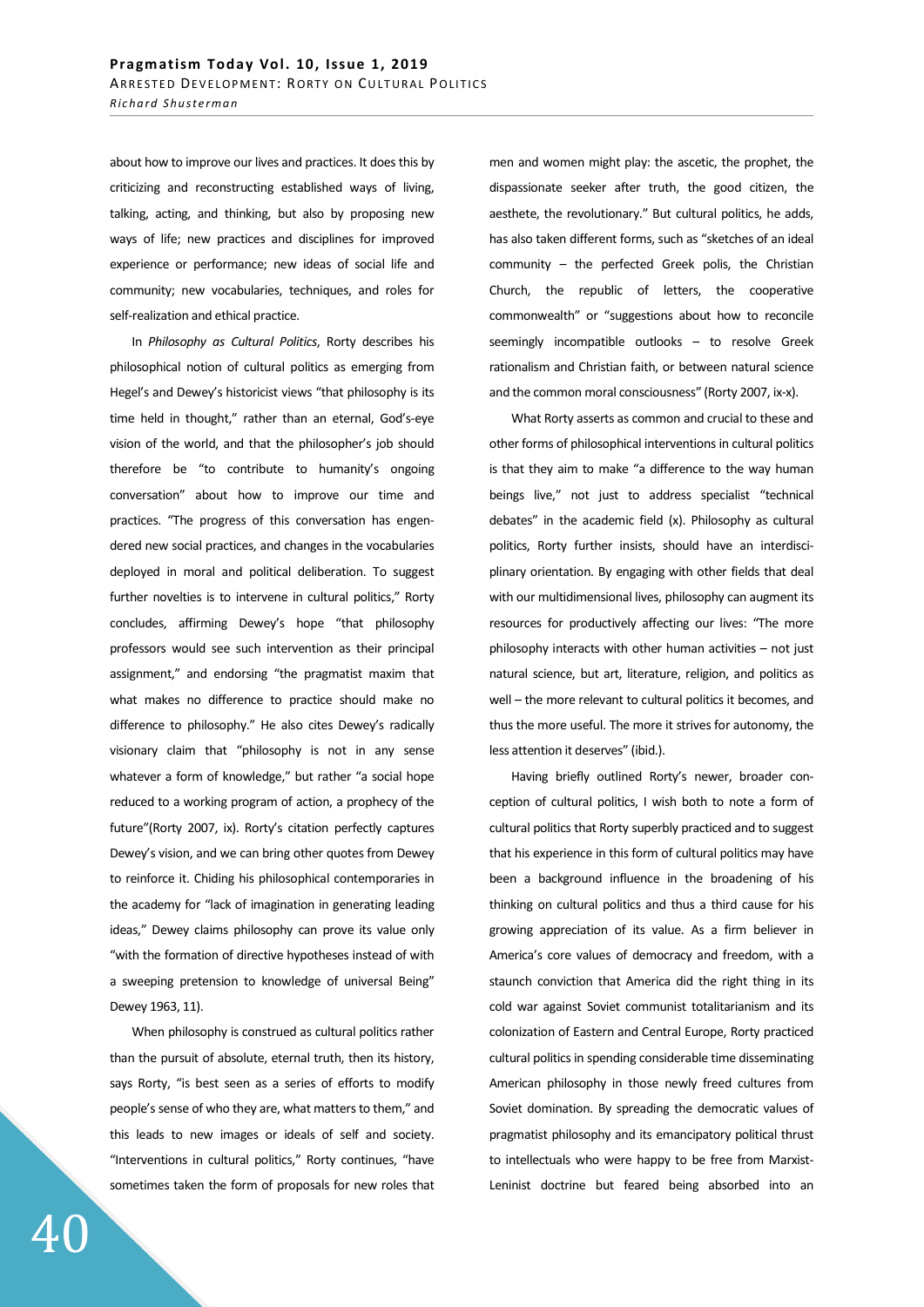about how to improve our lives and practices. It does this by criticizing and reconstructing established ways of living, talking, acting, and thinking, but also by proposing new ways of life; new practices and disciplines for improved experience or performance; new ideas of social life and community; new vocabularies, techniques, and roles for self-realization and ethical practice.

In *Philosophy as Cultural Politics*, Rorty describes his philosophical notion of cultural politics as emerging from Hegel's and Dewey's historicist views "that philosophy is its time held in thought," rather than an eternal, God's-eye vision of the world, and that the philosopher's job should therefore be "to contribute to humanity's ongoing conversation" about how to improve our time and practices. "The progress of this conversation has engendered new social practices, and changes in the vocabularies deployed in moral and political deliberation. To suggest further novelties is to intervene in cultural politics," Rorty concludes, affirming Dewey's hope "that philosophy professors would see such intervention as their principal assignment," and endorsing "the pragmatist maxim that what makes no difference to practice should make no difference to philosophy." He also cites Dewey's radically visionary claim that "philosophy is not in any sense whatever a form of knowledge," but rather "a social hope reduced to a working program of action, a prophecy of the future"(Rorty 2007, ix). Rorty's citation perfectly captures Dewey's vision, and we can bring other quotes from Dewey to reinforce it. Chiding his philosophical contemporaries in the academy for "lack of imagination in generating leading ideas," Dewey claims philosophy can prove its value only "with the formation of directive hypotheses instead of with a sweeping pretension to knowledge of universal Being" Dewey 1963, 11).

When philosophy is construed as cultural politics rather than the pursuit of absolute, eternal truth, then its history, says Rorty, "is best seen as a series of efforts to modify people's sense of who they are, what matters to them," and this leads to new images or ideals of self and society. "Interventions in cultural politics," Rorty continues, "have sometimes taken the form of proposals for new roles that men and women might play: the ascetic, the prophet, the dispassionate seeker after truth, the good citizen, the aesthete, the revolutionary." But cultural politics, he adds, has also taken different forms, such as "sketches of an ideal community – the perfected Greek polis, the Christian Church, the republic of letters, the cooperative commonwealth" or "suggestions about how to reconcile seemingly incompatible outlooks – to resolve Greek rationalism and Christian faith, or between natural science and the common moral consciousness" (Rorty 2007, ix-x).

What Rorty asserts as common and crucial to these and other forms of philosophical interventions in cultural politics is that they aim to make "a difference to the way human beings live," not just to address specialist "technical debates" in the academic field (x). Philosophy as cultural politics, Rorty further insists, should have an interdisciplinary orientation. By engaging with other fields that deal with our multidimensional lives, philosophy can augment its resources for productively affecting our lives: "The more philosophy interacts with other human activities – not just natural science, but art, literature, religion, and politics as well – the more relevant to cultural politics it becomes, and thus the more useful. The more it strives for autonomy, the less attention it deserves" (ibid.).

Having briefly outlined Rorty's newer, broader conception of cultural politics, I wish both to note a form of cultural politics that Rorty superbly practiced and to suggest that his experience in this form of cultural politics may have been a background influence in the broadening of his thinking on cultural politics and thus a third cause for his growing appreciation of its value. As a firm believer in America's core values of democracy and freedom, with a staunch conviction that America did the right thing in its cold war against Soviet communist totalitarianism and its colonization of Eastern and Central Europe, Rorty practiced cultural politics in spending considerable time disseminating American philosophy in those newly freed cultures from Soviet domination. By spreading the democratic values of pragmatist philosophy and its emancipatory political thrust to intellectuals who were happy to be free from Marxist-Leninist doctrine but feared being absorbed into an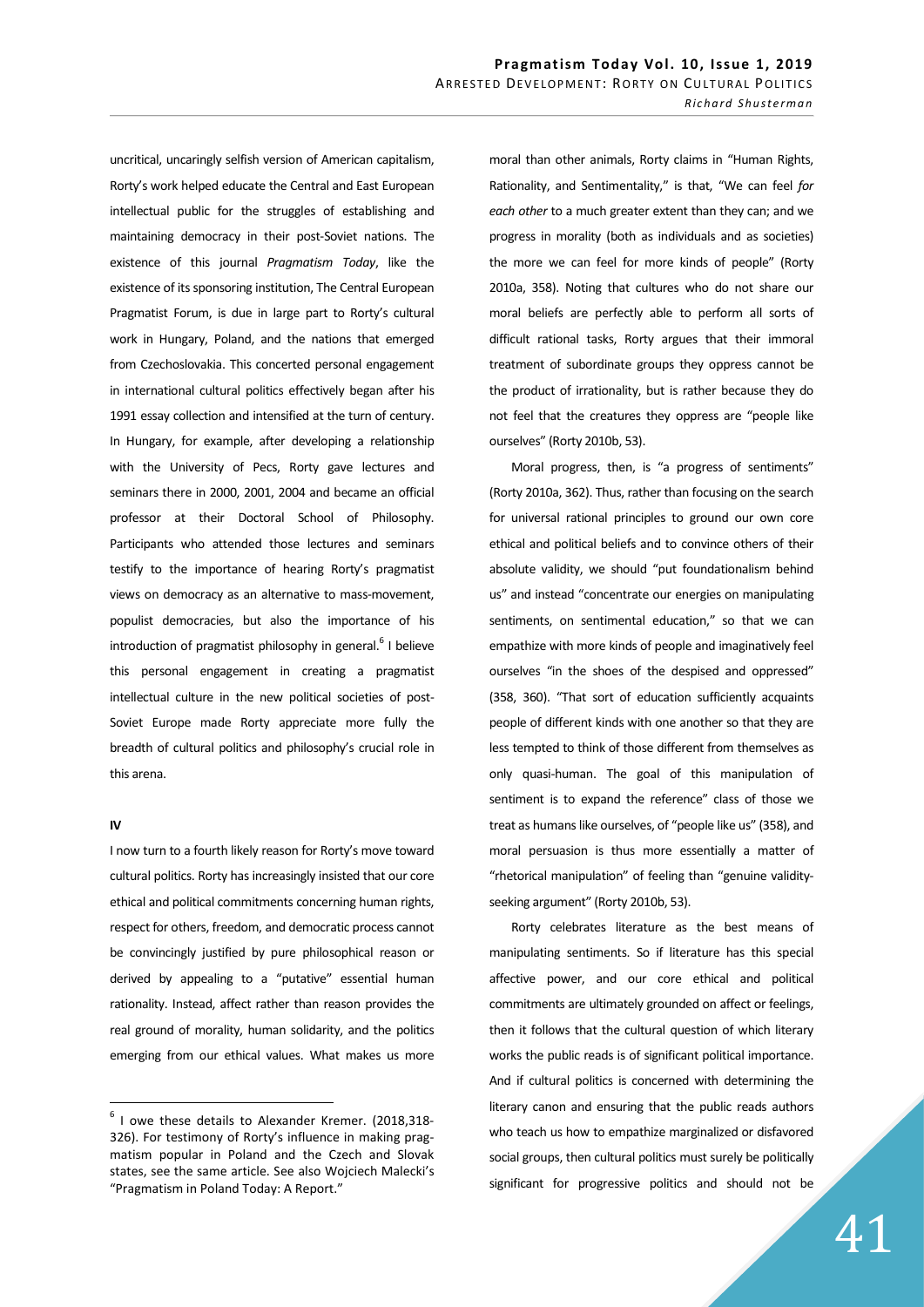uncritical, uncaringly selfish version of American capitalism, Rorty's work helped educate the Central and East European intellectual public for the struggles of establishing and maintaining democracy in their post-Soviet nations. The existence of this journal *Pragmatism Today*, like the existence of its sponsoring institution, The Central European Pragmatist Forum, is due in large part to Rorty's cultural work in Hungary, Poland, and the nations that emerged from Czechoslovakia. This concerted personal engagement in international cultural politics effectively began after his 1991 essay collection and intensified at the turn of century. In Hungary, for example, after developing a relationship with the University of Pecs, Rorty gave lectures and seminars there in 2000, 2001, 2004 and became an official professor at their Doctoral School of Philosophy. Participants who attended those lectures and seminars testify to the importance of hearing Rorty's pragmatist views on democracy as an alternative to mass-movement, populist democracies, but also the importance of his introduction of pragmatist philosophy in general.[6] I believe this personal engagement in creating a pragmatist intellectual culture in the new political societies of post-Soviet Europe made Rorty appreciate more fully the breadth of cultural politics and philosophy's crucial role in this arena.

**IV**

I now turn to a fourth likely reason for Rorty's move toward cultural politics. Rorty has increasingly insisted that our core ethical and political commitments concerning human rights, respect for others, freedom, and democratic process cannot be convincingly justified by pure philosophical reason or derived by appealing to a "putative" essential human rationality. Instead, affect rather than reason provides the real ground of morality, human solidarity, and the politics emerging from our ethical values. What makes us more moral than other animals, Rorty claims in "Human Rights, Rationality, and Sentimentality," is that, "We can feel *for each other* to a much greater extent than they can; and we progress in morality (both as individuals and as societies) the more we can feel for more kinds of people" (Rorty 2010a, 358). Noting that cultures who do not share our moral beliefs are perfectly able to perform all sorts of difficult rational tasks, Rorty argues that their immoral treatment of subordinate groups they oppress cannot be the product of irrationality, but is rather because they do not feel that the creatures they oppress are "people like ourselves" (Rorty 2010b, 53).

Moral progress, then, is "a progress of sentiments" (Rorty 2010a, 362). Thus, rather than focusing on the search for universal rational principles to ground our own core ethical and political beliefs and to convince others of their absolute validity, we should "put foundationalism behind us" and instead "concentrate our energies on manipulating sentiments, on sentimental education," so that we can empathize with more kinds of people and imaginatively feel ourselves "in the shoes of the despised and oppressed" (358, 360). "That sort of education sufficiently acquaints people of different kinds with one another so that they are less tempted to think of those different from themselves as only quasi-human. The goal of this manipulation of sentiment is to expand the reference" class of those we treat as humans like ourselves, of "people like us" (358), and moral persuasion is thus more essentially a matter of "rhetorical manipulation" of feeling than "genuine validity-seeking argument" (Rorty 2010b, 53).

Rorty celebrates literature as the best means of manipulating sentiments. So if literature has this special affective power, and our core ethical and political commitments are ultimately grounded on affect or feelings, then it follows that the cultural question of which literary works the public reads is of significant political importance. And if cultural politics is concerned with determining the literary canon and ensuring that the public reads authors who teach us how to empathize marginalized or disfavored social groups, then cultural politics must surely be politically significant for progressive politics and should not be

---

[6] I owe these details to Alexander Kremer. (2018,318-326). For testimony of Rorty's influence in making pragmatism popular in Poland and the Czech and Slovak states, see the same article. See also Wojciech Malecki's "Pragmatism in Poland Today: A Report."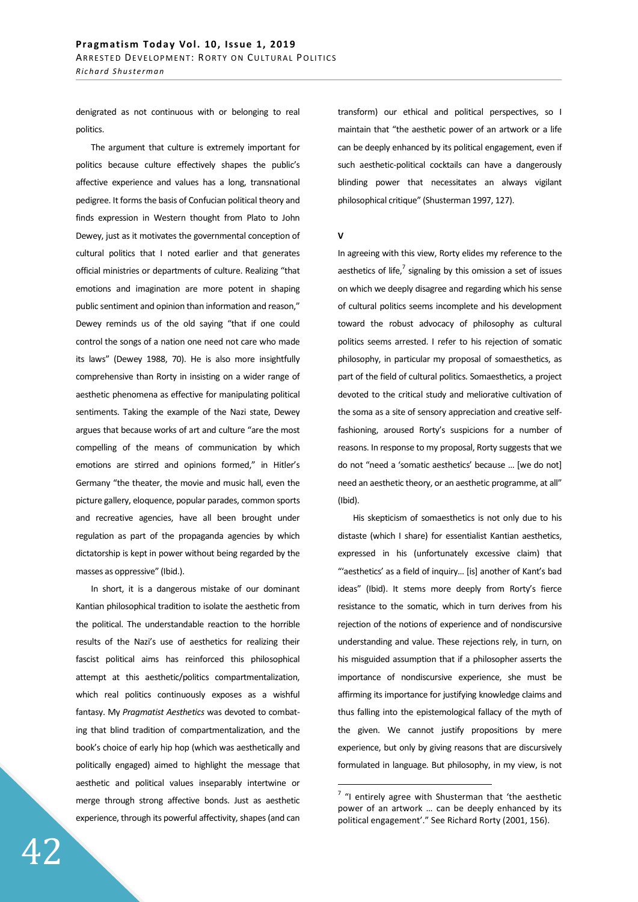denigrated as not continuous with or belonging to real politics.

The argument that culture is extremely important for politics because culture effectively shapes the public's affective experience and values has a long, transnational pedigree. It forms the basis of Confucian political theory and finds expression in Western thought from Plato to John Dewey, just as it motivates the governmental conception of cultural politics that I noted earlier and that generates official ministries or departments of culture. Realizing "that emotions and imagination are more potent in shaping public sentiment and opinion than information and reason," Dewey reminds us of the old saying "that if one could control the songs of a nation one need not care who made its laws" (Dewey 1988, 70). He is also more insightfully comprehensive than Rorty in insisting on a wider range of aesthetic phenomena as effective for manipulating political sentiments. Taking the example of the Nazi state, Dewey argues that because works of art and culture "are the most compelling of the means of communication by which emotions are stirred and opinions formed," in Hitler's Germany "the theater, the movie and music hall, even the picture gallery, eloquence, popular parades, common sports and recreative agencies, have all been brought under regulation as part of the propaganda agencies by which dictatorship is kept in power without being regarded by the masses as oppressive" (Ibid.).

In short, it is a dangerous mistake of our dominant Kantian philosophical tradition to isolate the aesthetic from the political. The understandable reaction to the horrible results of the Nazi's use of aesthetics for realizing their fascist political aims has reinforced this philosophical attempt at this aesthetic/politics compartmentalization, which real politics continuously exposes as a wishful fantasy. My *Pragmatist Aesthetics* was devoted to combating that blind tradition of compartmentalization, and the book's choice of early hip hop (which was aesthetically and politically engaged) aimed to highlight the message that aesthetic and political values inseparably intertwine or merge through strong affective bonds. Just as aesthetic experience, through its powerful affectivity, shapes (and can transform) our ethical and political perspectives, so I maintain that "the aesthetic power of an artwork or a life can be deeply enhanced by its political engagement, even if such aesthetic-political cocktails can have a dangerously blinding power that necessitates an always vigilant philosophical critique" (Shusterman 1997, 127).

## V

In agreeing with this view, Rorty elides my reference to the aesthetics of life,[7] signaling by this omission a set of issues on which we deeply disagree and regarding which his sense of cultural politics seems incomplete and his development toward the robust advocacy of philosophy as cultural politics seems arrested. I refer to his rejection of somatic philosophy, in particular my proposal of somaesthetics, as part of the field of cultural politics. Somaesthetics, a project devoted to the critical study and meliorative cultivation of the soma as a site of sensory appreciation and creative self-fashioning, aroused Rorty's suspicions for a number of reasons. In response to my proposal, Rorty suggests that we do not "need a 'somatic aesthetics' because … [we do not] need an aesthetic theory, or an aesthetic programme, at all" (Ibid).

His skepticism of somaesthetics is not only due to his distaste (which I share) for essentialist Kantian aesthetics, expressed in his (unfortunately excessive claim) that "'aesthetics' as a field of inquiry… [is] another of Kant's bad ideas" (Ibid). It stems more deeply from Rorty's fierce resistance to the somatic, which in turn derives from his rejection of the notions of experience and of nondiscursive understanding and value. These rejections rely, in turn, on his misguided assumption that if a philosopher asserts the importance of nondiscursive experience, she must be affirming its importance for justifying knowledge claims and thus falling into the epistemological fallacy of the myth of the given. We cannot justify propositions by mere experience, but only by giving reasons that are discursively formulated in language. But philosophy, in my view, is not

---

[7] "I entirely agree with Shusterman that 'the aesthetic power of an artwork … can be deeply enhanced by its political engagement'." See Richard Rorty (2001, 156).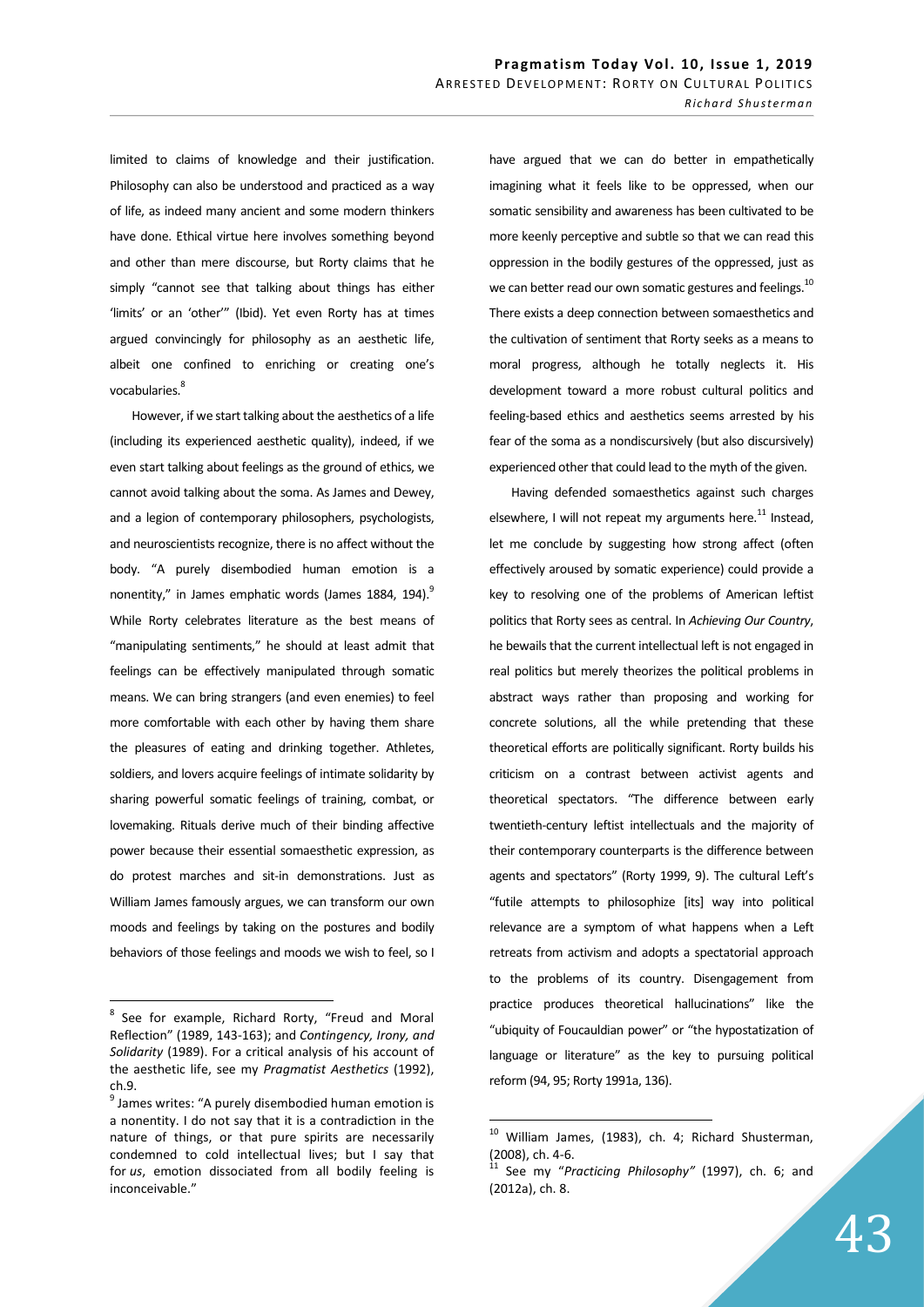limited to claims of knowledge and their justification. Philosophy can also be understood and practiced as a way of life, as indeed many ancient and some modern thinkers have done. Ethical virtue here involves something beyond and other than mere discourse, but Rorty claims that he simply "cannot see that talking about things has either 'limits' or an 'other'" (Ibid). Yet even Rorty has at times argued convincingly for philosophy as an aesthetic life, albeit one confined to enriching or creating one's vocabularies.[8]

However, if we start talking about the aesthetics of a life (including its experienced aesthetic quality), indeed, if we even start talking about feelings as the ground of ethics, we cannot avoid talking about the soma. As James and Dewey, and a legion of contemporary philosophers, psychologists, and neuroscientists recognize, there is no affect without the body. "A purely disembodied human emotion is a nonentity," in James emphatic words (James 1884, 194).[9] While Rorty celebrates literature as the best means of "manipulating sentiments," he should at least admit that feelings can be effectively manipulated through somatic means. We can bring strangers (and even enemies) to feel more comfortable with each other by having them share the pleasures of eating and drinking together. Athletes, soldiers, and lovers acquire feelings of intimate solidarity by sharing powerful somatic feelings of training, combat, or lovemaking. Rituals derive much of their binding affective power because their essential somaesthetic expression, as do protest marches and sit-in demonstrations. Just as William James famously argues, we can transform our own moods and feelings by taking on the postures and bodily behaviors of those feelings and moods we wish to feel, so I have argued that we can do better in empathetically imagining what it feels like to be oppressed, when our somatic sensibility and awareness has been cultivated to be more keenly perceptive and subtle so that we can read this oppression in the bodily gestures of the oppressed, just as we can better read our own somatic gestures and feelings.[10] There exists a deep connection between somaesthetics and the cultivation of sentiment that Rorty seeks as a means to moral progress, although he totally neglects it. His development toward a more robust cultural politics and feeling-based ethics and aesthetics seems arrested by his fear of the soma as a nondiscursively (but also discursively) experienced other that could lead to the myth of the given.

Having defended somaesthetics against such charges elsewhere, I will not repeat my arguments here.[11] Instead, let me conclude by suggesting how strong affect (often effectively aroused by somatic experience) could provide a key to resolving one of the problems of American leftist politics that Rorty sees as central. In *Achieving Our Country*, he bewails that the current intellectual left is not engaged in real politics but merely theorizes the political problems in abstract ways rather than proposing and working for concrete solutions, all the while pretending that these theoretical efforts are politically significant. Rorty builds his criticism on a contrast between activist agents and theoretical spectators. "The difference between early twentieth-century leftist intellectuals and the majority of their contemporary counterparts is the difference between agents and spectators" (Rorty 1999, 9). The cultural Left's "futile attempts to philosophize [its] way into political relevance are a symptom of what happens when a Left retreats from activism and adopts a spectatorial approach to the problems of its country. Disengagement from practice produces theoretical hallucinations" like the "ubiquity of Foucauldian power" or "the hypostatization of language or literature" as the key to pursuing political reform (94, 95; Rorty 1991a, 136).

---

[8] See for example, Richard Rorty, "Freud and Moral Reflection" (1989, 143-163); and *Contingency, Irony, and Solidarity* (1989). For a critical analysis of his account of the aesthetic life, see my *Pragmatist Aesthetics* (1992), ch.9.

[9] James writes: "A purely disembodied human emotion is a nonentity. I do not say that it is a contradiction in the nature of things, or that pure spirits are necessarily condemned to cold intellectual lives; but I say that for *us*, emotion dissociated from all bodily feeling is inconceivable."

[10] William James, (1983), ch. 4; Richard Shusterman, (2008), ch. 4-6.

[11] See my "*Practicing Philosophy"* (1997), ch. 6; and (2012a), ch. 8.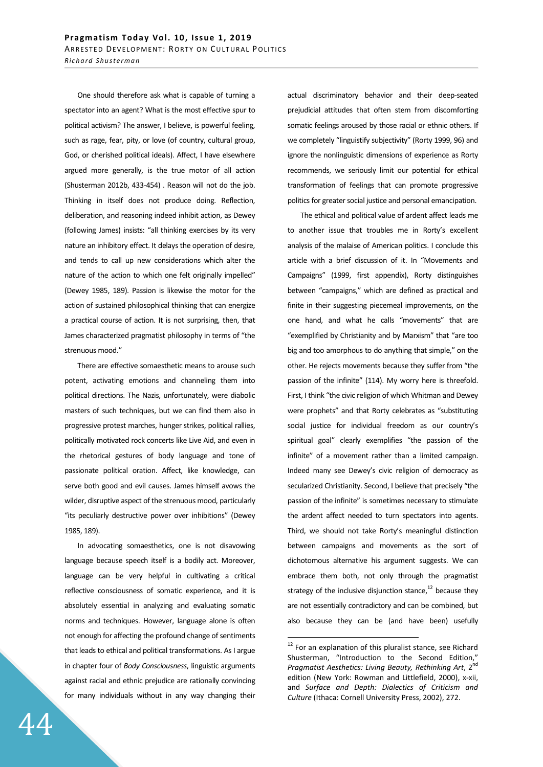One should therefore ask what is capable of turning a spectator into an agent? What is the most effective spur to political activism? The answer, I believe, is powerful feeling, such as rage, fear, pity, or love (of country, cultural group, God, or cherished political ideals). Affect, I have elsewhere argued more generally, is the true motor of all action (Shusterman 2012b, 433-454) . Reason will not do the job. Thinking in itself does not produce doing. Reflection, deliberation, and reasoning indeed inhibit action, as Dewey (following James) insists: "all thinking exercises by its very nature an inhibitory effect. It delays the operation of desire, and tends to call up new considerations which alter the nature of the action to which one felt originally impelled" (Dewey 1985, 189). Passion is likewise the motor for the action of sustained philosophical thinking that can energize a practical course of action. It is not surprising, then, that James characterized pragmatist philosophy in terms of "the strenuous mood."

There are effective somaesthetic means to arouse such potent, activating emotions and channeling them into political directions. The Nazis, unfortunately, were diabolic masters of such techniques, but we can find them also in progressive protest marches, hunger strikes, political rallies, politically motivated rock concerts like Live Aid, and even in the rhetorical gestures of body language and tone of passionate political oration. Affect, like knowledge, can serve both good and evil causes. James himself avows the wilder, disruptive aspect of the strenuous mood, particularly "its peculiarly destructive power over inhibitions" (Dewey 1985, 189).

In advocating somaesthetics, one is not disavowing language because speech itself is a bodily act. Moreover, language can be very helpful in cultivating a critical reflective consciousness of somatic experience, and it is absolutely essential in analyzing and evaluating somatic norms and techniques. However, language alone is often not enough for affecting the profound change of sentiments that leads to ethical and political transformations. As I argue in chapter four of *Body Consciousness*, linguistic arguments against racial and ethnic prejudice are rationally convincing for many individuals without in any way changing their actual discriminatory behavior and their deep-seated prejudicial attitudes that often stem from discomforting somatic feelings aroused by those racial or ethnic others. If we completely "linguistify subjectivity" (Rorty 1999, 96) and ignore the nonlinguistic dimensions of experience as Rorty recommends, we seriously limit our potential for ethical transformation of feelings that can promote progressive politics for greater social justice and personal emancipation.

The ethical and political value of ardent affect leads me to another issue that troubles me in Rorty's excellent analysis of the malaise of American politics. I conclude this article with a brief discussion of it. In "Movements and Campaigns" (1999, first appendix), Rorty distinguishes between "campaigns," which are defined as practical and finite in their suggesting piecemeal improvements, on the one hand, and what he calls "movements" that are "exemplified by Christianity and by Marxism" that "are too big and too amorphous to do anything that simple," on the other. He rejects movements because they suffer from "the passion of the infinite" (114). My worry here is threefold. First, I think "the civic religion of which Whitman and Dewey were prophets" and that Rorty celebrates as "substituting social justice for individual freedom as our country's spiritual goal" clearly exemplifies "the passion of the infinite" of a movement rather than a limited campaign. Indeed many see Dewey's civic religion of democracy as secularized Christianity. Second, I believe that precisely "the passion of the infinite" is sometimes necessary to stimulate the ardent affect needed to turn spectators into agents. Third, we should not take Rorty's meaningful distinction between campaigns and movements as the sort of dichotomous alternative his argument suggests. We can embrace them both, not only through the pragmatist strategy of the inclusive disjunction stance,[12] because they are not essentially contradictory and can be combined, but also because they can be (and have been) usefully

---

[12] For an explanation of this pluralist stance, see Richard Shusterman, "Introduction to the Second Edition," *Pragmatist Aesthetics: Living Beauty, Rethinking Art*, 2nd edition (New York: Rowman and Littlefield, 2000), x-xii, and *Surface and Depth: Dialectics of Criticism and Culture* (Ithaca: Cornell University Press, 2002), 272.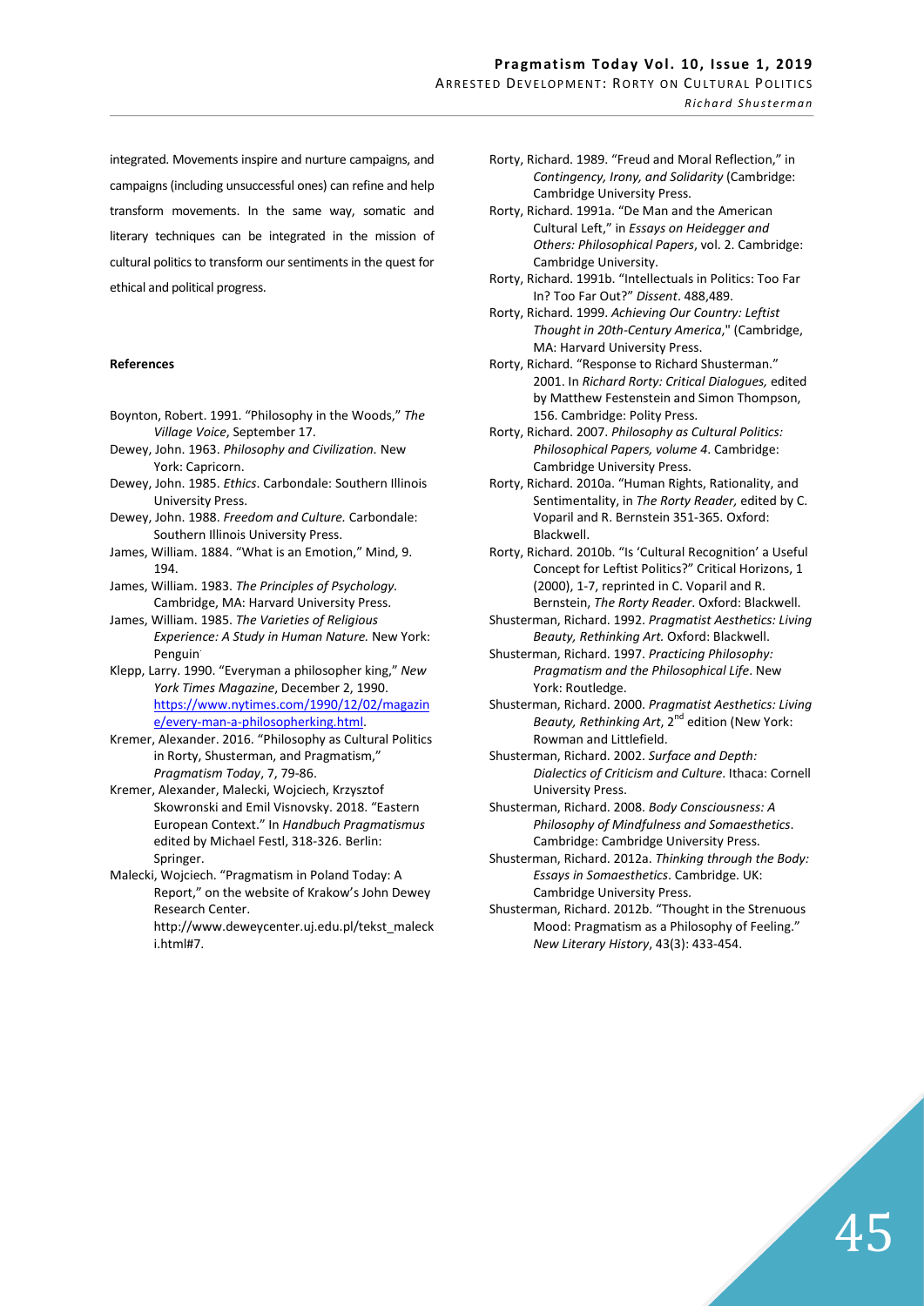integrated. Movements inspire and nurture campaigns, and campaigns (including unsuccessful ones) can refine and help transform movements. In the same way, somatic and literary techniques can be integrated in the mission of cultural politics to transform our sentiments in the quest for ethical and political progress.

**References**

Boynton, Robert. 1991. "Philosophy in the Woods," *The Village Voice*, September 17.

Dewey, John. 1963. *Philosophy and Civilization.* New York: Capricorn.

Dewey, John. 1985. *Ethics*. Carbondale: Southern Illinois University Press.

Dewey, John. 1988. *Freedom and Culture.* Carbondale: Southern Illinois University Press.

James, William. 1884. "What is an Emotion," Mind, 9. 194.

James, William. 1983. *The Principles of Psychology*. Cambridge, MA: Harvard University Press.

James, William. 1985. *The Varieties of Religious Experience: A Study in Human Nature.* New York: Penguin

Klepp, Larry. 1990. "Everyman a philosopher king," *New York Times Magazine*, December 2, 1990. https://www.nytimes.com/1990/12/02/magazine/every-man-a-philosopherking.html.

Kremer, Alexander. 2016. "Philosophy as Cultural Politics in Rorty, Shusterman, and Pragmatism," *Pragmatism Today*, 7, 79-86.

Kremer, Alexander, Malecki, Wojciech, Krzysztof Skowronski and Emil Visnovsky. 2018. "Eastern European Context." In *Handbuch Pragmatismus* edited by Michael Festl, 318-326. Berlin: Springer.

Malecki, Wojciech. "Pragmatism in Poland Today: A Report," on the website of Krakow's John Dewey Research Center. http://www.deweycenter.uj.edu.pl/tekst_malecki.html#7.

Rorty, Richard. 1989. "Freud and Moral Reflection," in *Contingency, Irony, and Solidarity* (Cambridge: Cambridge University Press.

Rorty, Richard. 1991a. "De Man and the American Cultural Left," in *Essays on Heidegger and Others: Philosophical Papers*, vol. 2. Cambridge: Cambridge University.

Rorty, Richard. 1991b. "Intellectuals in Politics: Too Far In? Too Far Out?" *Dissent*. 488,489.

Rorty, Richard. 1999. *Achieving Our Country: Leftist Thought in 20th-Century America*," (Cambridge, MA: Harvard University Press.

Rorty, Richard. "Response to Richard Shusterman." 2001. In *Richard Rorty: Critical Dialogues,* edited by Matthew Festenstein and Simon Thompson, 156. Cambridge: Polity Press.

Rorty, Richard. 2007. *Philosophy as Cultural Politics: Philosophical Papers, volume 4*. Cambridge: Cambridge University Press.

Rorty, Richard. 2010a. "Human Rights, Rationality, and Sentimentality, in *The Rorty Reader,* edited by C. Voparil and R. Bernstein 351-365. Oxford: Blackwell.

Rorty, Richard. 2010b. "Is 'Cultural Recognition' a Useful Concept for Leftist Politics?" Critical Horizons, 1 (2000), 1-7, reprinted in C. Voparil and R. Bernstein, *The Rorty Reader*. Oxford: Blackwell.

Shusterman, Richard. 1992. *Pragmatist Aesthetics: Living Beauty, Rethinking Art.* Oxford: Blackwell.

Shusterman, Richard. 1997. *Practicing Philosophy: Pragmatism and the Philosophical Life*. New York: Routledge.

Shusterman, Richard. 2000. *Pragmatist Aesthetics: Living Beauty, Rethinking Art*, 2nd edition (New York: Rowman and Littlefield.

Shusterman, Richard. 2002. *Surface and Depth: Dialectics of Criticism and Culture*. Ithaca: Cornell University Press.

Shusterman, Richard. 2008. *Body Consciousness: A Philosophy of Mindfulness and Somaesthetics*. Cambridge: Cambridge University Press.

Shusterman, Richard. 2012a. *Thinking through the Body: Essays in Somaesthetics*. Cambridge. UK: Cambridge University Press.

Shusterman, Richard. 2012b. "Thought in the Strenuous Mood: Pragmatism as a Philosophy of Feeling." *New Literary History*, 43(3): 433-454.